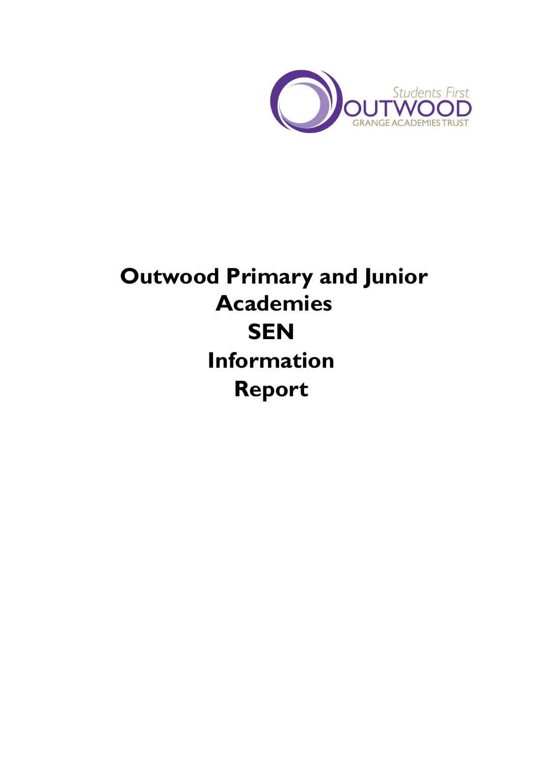Students First

OUTWOOD

GRANGE ACADEMIES TRUST

# Outwood Primary and Junior Academies SEN Information Report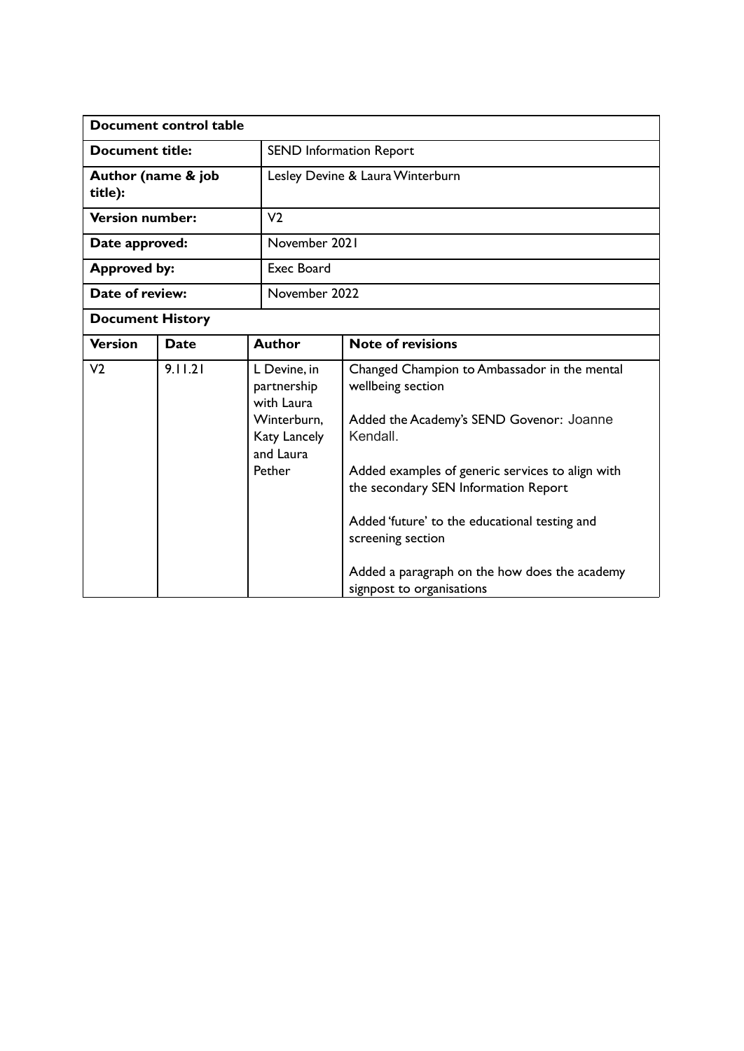| Document control table | |
|---|---|
| **Document title:** | SEND Information Report |
| **Author (name & job title):** | Lesley Devine & Laura Winterburn |
| **Version number:** | V2 |
| **Date approved:** | November 2021 |
| **Approved by:** | Exec Board |
| **Date of review:** | November 2022 |

**Document History**

| Version | Date | Author | Note of revisions |
|---|---|---|---|
| V2 | 9.11.21 | L Devine, in partnership with Laura Winterburn, Katy Lancely and Laura Pether | Changed Champion to Ambassador in the mental wellbeing section<br><br>Added the Academy's SEND Govenor: Joanne Kendall.<br><br>Added examples of generic services to align with the secondary SEN Information Report<br><br>Added 'future' to the educational testing and screening section<br><br>Added a paragraph on the how does the academy signpost to organisations |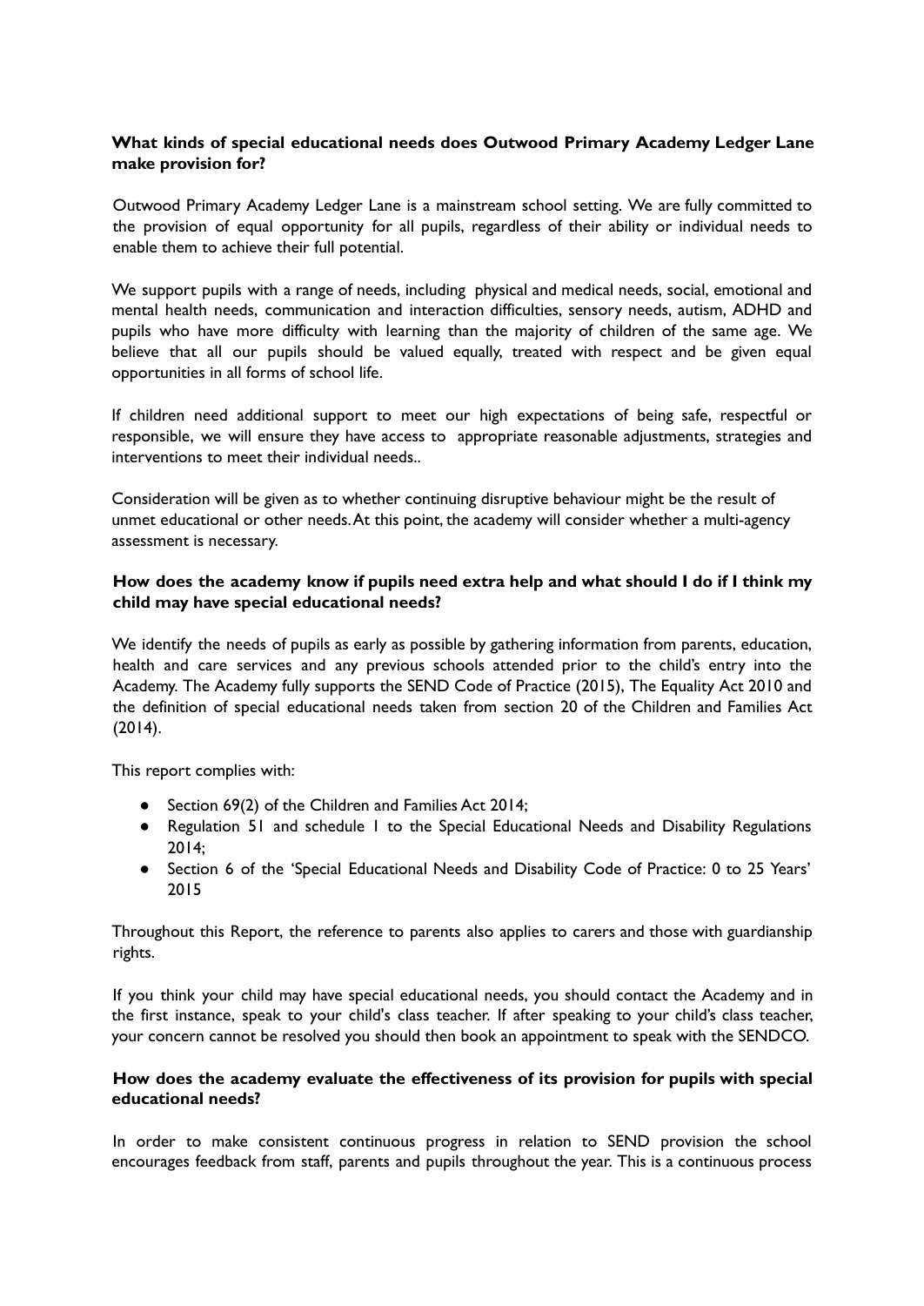**What kinds of special educational needs does Outwood Primary Academy Ledger Lane make provision for?**

Outwood Primary Academy Ledger Lane is a mainstream school setting. We are fully committed to the provision of equal opportunity for all pupils, regardless of their ability or individual needs to enable them to achieve their full potential.

We support pupils with a range of needs, including physical and medical needs, social, emotional and mental health needs, communication and interaction difficulties, sensory needs, autism, ADHD and pupils who have more difficulty with learning than the majority of children of the same age. We believe that all our pupils should be valued equally, treated with respect and be given equal opportunities in all forms of school life.

If children need additional support to meet our high expectations of being safe, respectful or responsible, we will ensure they have access to appropriate reasonable adjustments, strategies and interventions to meet their individual needs..

Consideration will be given as to whether continuing disruptive behaviour might be the result of unmet educational or other needs. At this point, the academy will consider whether a multi-agency assessment is necessary.

**How does the academy know if pupils need extra help and what should I do if I think my child may have special educational needs?**

We identify the needs of pupils as early as possible by gathering information from parents, education, health and care services and any previous schools attended prior to the child's entry into the Academy. The Academy fully supports the SEND Code of Practice (2015), The Equality Act 2010 and the definition of special educational needs taken from section 20 of the Children and Families Act (2014).

This report complies with:

- Section 69(2) of the Children and Families Act 2014;
- Regulation 51 and schedule 1 to the Special Educational Needs and Disability Regulations 2014;
- Section 6 of the 'Special Educational Needs and Disability Code of Practice: 0 to 25 Years' 2015

Throughout this Report, the reference to parents also applies to carers and those with guardianship rights.

If you think your child may have special educational needs, you should contact the Academy and in the first instance, speak to your child's class teacher. If after speaking to your child's class teacher, your concern cannot be resolved you should then book an appointment to speak with the SENDCO.

**How does the academy evaluate the effectiveness of its provision for pupils with special educational needs?**

In order to make consistent continuous progress in relation to SEND provision the school encourages feedback from staff, parents and pupils throughout the year. This is a continuous process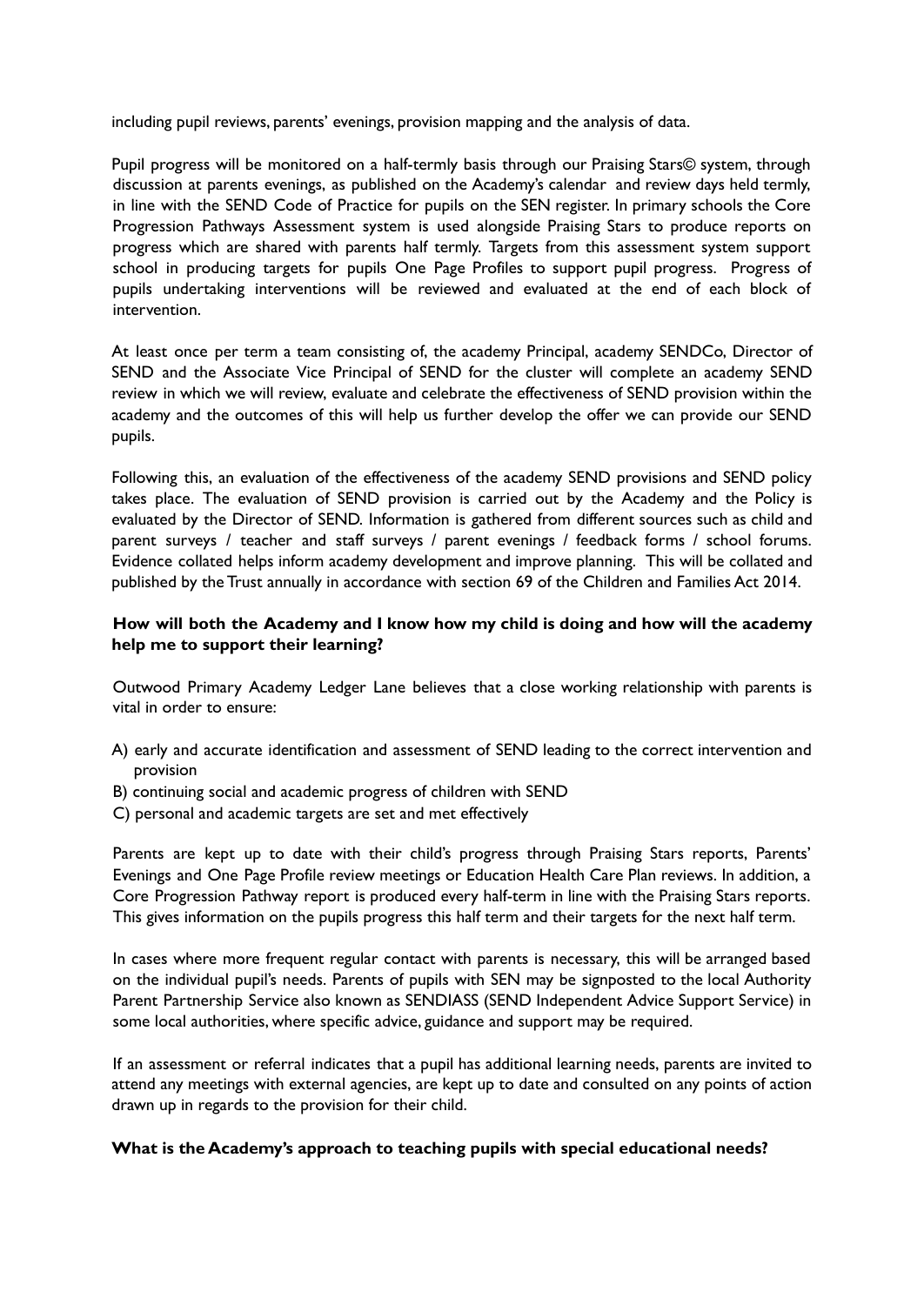including pupil reviews, parents' evenings, provision mapping and the analysis of data.

Pupil progress will be monitored on a half-termly basis through our Praising Stars© system, through discussion at parents evenings, as published on the Academy's calendar and review days held termly, in line with the SEND Code of Practice for pupils on the SEN register. In primary schools the Core Progression Pathways Assessment system is used alongside Praising Stars to produce reports on progress which are shared with parents half termly. Targets from this assessment system support school in producing targets for pupils One Page Profiles to support pupil progress. Progress of pupils undertaking interventions will be reviewed and evaluated at the end of each block of intervention.

At least once per term a team consisting of, the academy Principal, academy SENDCo, Director of SEND and the Associate Vice Principal of SEND for the cluster will complete an academy SEND review in which we will review, evaluate and celebrate the effectiveness of SEND provision within the academy and the outcomes of this will help us further develop the offer we can provide our SEND pupils.

Following this, an evaluation of the effectiveness of the academy SEND provisions and SEND policy takes place. The evaluation of SEND provision is carried out by the Academy and the Policy is evaluated by the Director of SEND. Information is gathered from different sources such as child and parent surveys / teacher and staff surveys / parent evenings / feedback forms / school forums. Evidence collated helps inform academy development and improve planning. This will be collated and published by the Trust annually in accordance with section 69 of the Children and Families Act 2014.

**How will both the Academy and I know how my child is doing and how will the academy help me to support their learning?**

Outwood Primary Academy Ledger Lane believes that a close working relationship with parents is vital in order to ensure:

A) early and accurate identification and assessment of SEND leading to the correct intervention and provision
B) continuing social and academic progress of children with SEND
C) personal and academic targets are set and met effectively

Parents are kept up to date with their child's progress through Praising Stars reports, Parents' Evenings and One Page Profile review meetings or Education Health Care Plan reviews. In addition, a Core Progression Pathway report is produced every half-term in line with the Praising Stars reports. This gives information on the pupils progress this half term and their targets for the next half term.

In cases where more frequent regular contact with parents is necessary, this will be arranged based on the individual pupil's needs. Parents of pupils with SEN may be signposted to the local Authority Parent Partnership Service also known as SENDIASS (SEND Independent Advice Support Service) in some local authorities, where specific advice, guidance and support may be required.

If an assessment or referral indicates that a pupil has additional learning needs, parents are invited to attend any meetings with external agencies, are kept up to date and consulted on any points of action drawn up in regards to the provision for their child.

**What is the Academy's approach to teaching pupils with special educational needs?**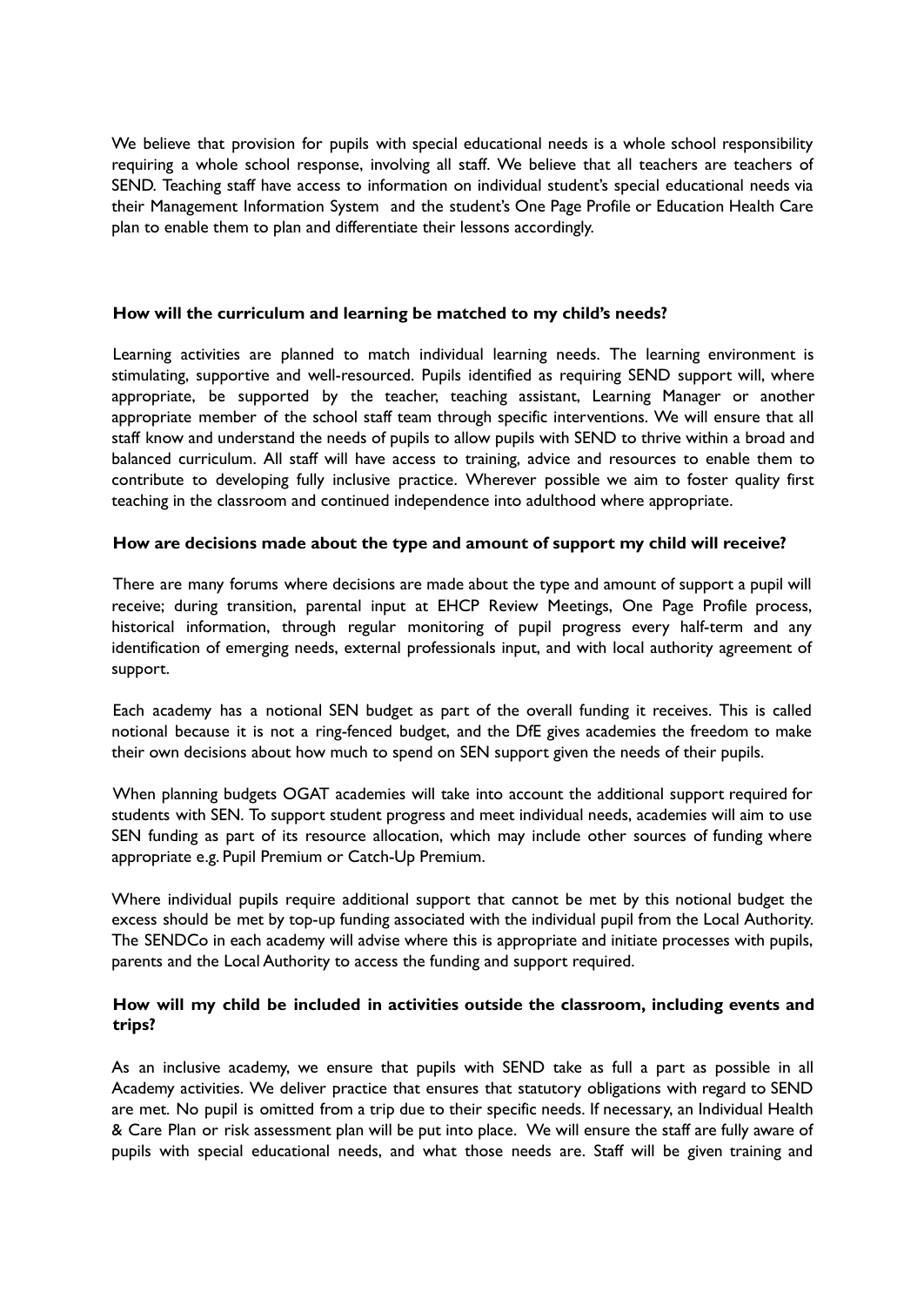We believe that provision for pupils with special educational needs is a whole school responsibility requiring a whole school response, involving all staff. We believe that all teachers are teachers of SEND. Teaching staff have access to information on individual student's special educational needs via their Management Information System and the student's One Page Profile or Education Health Care plan to enable them to plan and differentiate their lessons accordingly.

**How will the curriculum and learning be matched to my child's needs?**

Learning activities are planned to match individual learning needs. The learning environment is stimulating, supportive and well-resourced. Pupils identified as requiring SEND support will, where appropriate, be supported by the teacher, teaching assistant, Learning Manager or another appropriate member of the school staff team through specific interventions. We will ensure that all staff know and understand the needs of pupils to allow pupils with SEND to thrive within a broad and balanced curriculum. All staff will have access to training, advice and resources to enable them to contribute to developing fully inclusive practice. Wherever possible we aim to foster quality first teaching in the classroom and continued independence into adulthood where appropriate.

**How are decisions made about the type and amount of support my child will receive?**

There are many forums where decisions are made about the type and amount of support a pupil will receive; during transition, parental input at EHCP Review Meetings, One Page Profile process, historical information, through regular monitoring of pupil progress every half-term and any identification of emerging needs, external professionals input, and with local authority agreement of support.

Each academy has a notional SEN budget as part of the overall funding it receives. This is called notional because it is not a ring-fenced budget, and the DfE gives academies the freedom to make their own decisions about how much to spend on SEN support given the needs of their pupils.

When planning budgets OGAT academies will take into account the additional support required for students with SEN. To support student progress and meet individual needs, academies will aim to use SEN funding as part of its resource allocation, which may include other sources of funding where appropriate e.g. Pupil Premium or Catch-Up Premium.

Where individual pupils require additional support that cannot be met by this notional budget the excess should be met by top-up funding associated with the individual pupil from the Local Authority. The SENDCo in each academy will advise where this is appropriate and initiate processes with pupils, parents and the Local Authority to access the funding and support required.

**How will my child be included in activities outside the classroom, including events and trips?**

As an inclusive academy, we ensure that pupils with SEND take as full a part as possible in all Academy activities. We deliver practice that ensures that statutory obligations with regard to SEND are met. No pupil is omitted from a trip due to their specific needs. If necessary, an Individual Health & Care Plan or risk assessment plan will be put into place. We will ensure the staff are fully aware of pupils with special educational needs, and what those needs are. Staff will be given training and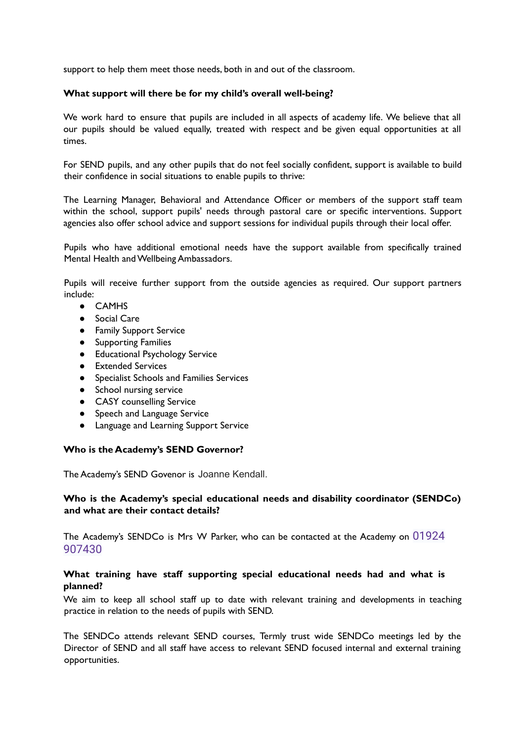support to help them meet those needs, both in and out of the classroom.

**What support will there be for my child's overall well-being?**

We work hard to ensure that pupils are included in all aspects of academy life. We believe that all our pupils should be valued equally, treated with respect and be given equal opportunities at all times.

For SEND pupils, and any other pupils that do not feel socially confident, support is available to build their confidence in social situations to enable pupils to thrive:

The Learning Manager, Behavioral and Attendance Officer or members of the support staff team within the school, support pupils' needs through pastoral care or specific interventions. Support agencies also offer school advice and support sessions for individual pupils through their local offer.

Pupils who have additional emotional needs have the support available from specifically trained Mental Health and Wellbeing Ambassadors.

Pupils will receive further support from the outside agencies as required. Our support partners include:

- CAMHS
- Social Care
- Family Support Service
- Supporting Families
- Educational Psychology Service
- Extended Services
- Specialist Schools and Families Services
- School nursing service
- CASY counselling Service
- Speech and Language Service
- Language and Learning Support Service

**Who is the Academy's SEND Governor?**

The Academy's SEND Govenor is Joanne Kendall.

**Who is the Academy's special educational needs and disability coordinator (SENDCo) and what are their contact details?**

The Academy's SENDCo is Mrs W Parker, who can be contacted at the Academy on 01924 907430

**What training have staff supporting special educational needs had and what is planned?**

We aim to keep all school staff up to date with relevant training and developments in teaching practice in relation to the needs of pupils with SEND.

The SENDCo attends relevant SEND courses, Termly trust wide SENDCo meetings led by the Director of SEND and all staff have access to relevant SEND focused internal and external training opportunities.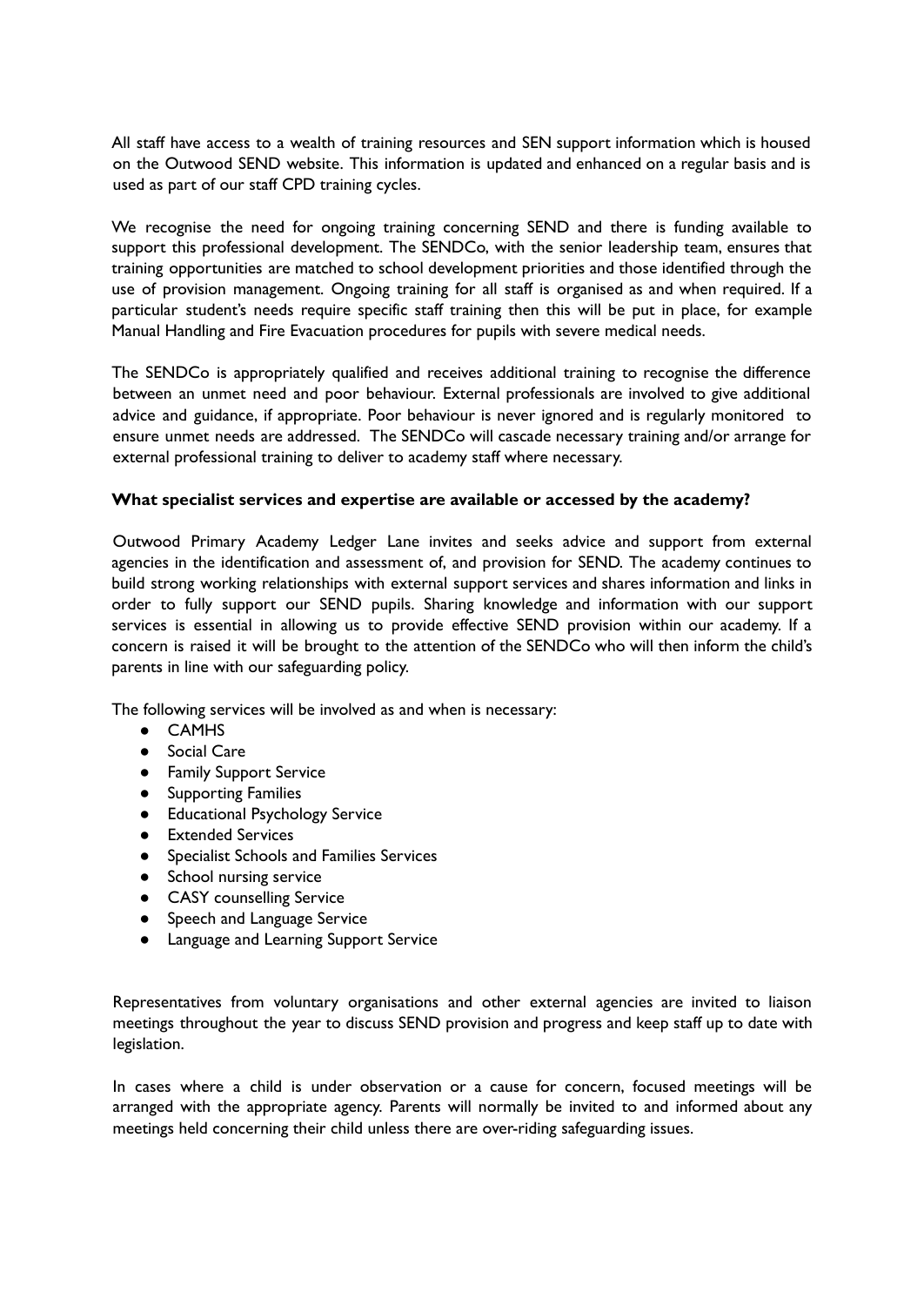All staff have access to a wealth of training resources and SEN support information which is housed on the Outwood SEND website. This information is updated and enhanced on a regular basis and is used as part of our staff CPD training cycles.

We recognise the need for ongoing training concerning SEND and there is funding available to support this professional development. The SENDCo, with the senior leadership team, ensures that training opportunities are matched to school development priorities and those identified through the use of provision management. Ongoing training for all staff is organised as and when required. If a particular student's needs require specific staff training then this will be put in place, for example Manual Handling and Fire Evacuation procedures for pupils with severe medical needs.

The SENDCo is appropriately qualified and receives additional training to recognise the difference between an unmet need and poor behaviour. External professionals are involved to give additional advice and guidance, if appropriate. Poor behaviour is never ignored and is regularly monitored to ensure unmet needs are addressed. The SENDCo will cascade necessary training and/or arrange for external professional training to deliver to academy staff where necessary.

**What specialist services and expertise are available or accessed by the academy?**

Outwood Primary Academy Ledger Lane invites and seeks advice and support from external agencies in the identification and assessment of, and provision for SEND. The academy continues to build strong working relationships with external support services and shares information and links in order to fully support our SEND pupils. Sharing knowledge and information with our support services is essential in allowing us to provide effective SEND provision within our academy. If a concern is raised it will be brought to the attention of the SENDCo who will then inform the child's parents in line with our safeguarding policy.

The following services will be involved as and when is necessary:

- CAMHS
- Social Care
- Family Support Service
- Supporting Families
- Educational Psychology Service
- Extended Services
- Specialist Schools and Families Services
- School nursing service
- CASY counselling Service
- Speech and Language Service
- Language and Learning Support Service

Representatives from voluntary organisations and other external agencies are invited to liaison meetings throughout the year to discuss SEND provision and progress and keep staff up to date with legislation.

In cases where a child is under observation or a cause for concern, focused meetings will be arranged with the appropriate agency. Parents will normally be invited to and informed about any meetings held concerning their child unless there are over-riding safeguarding issues.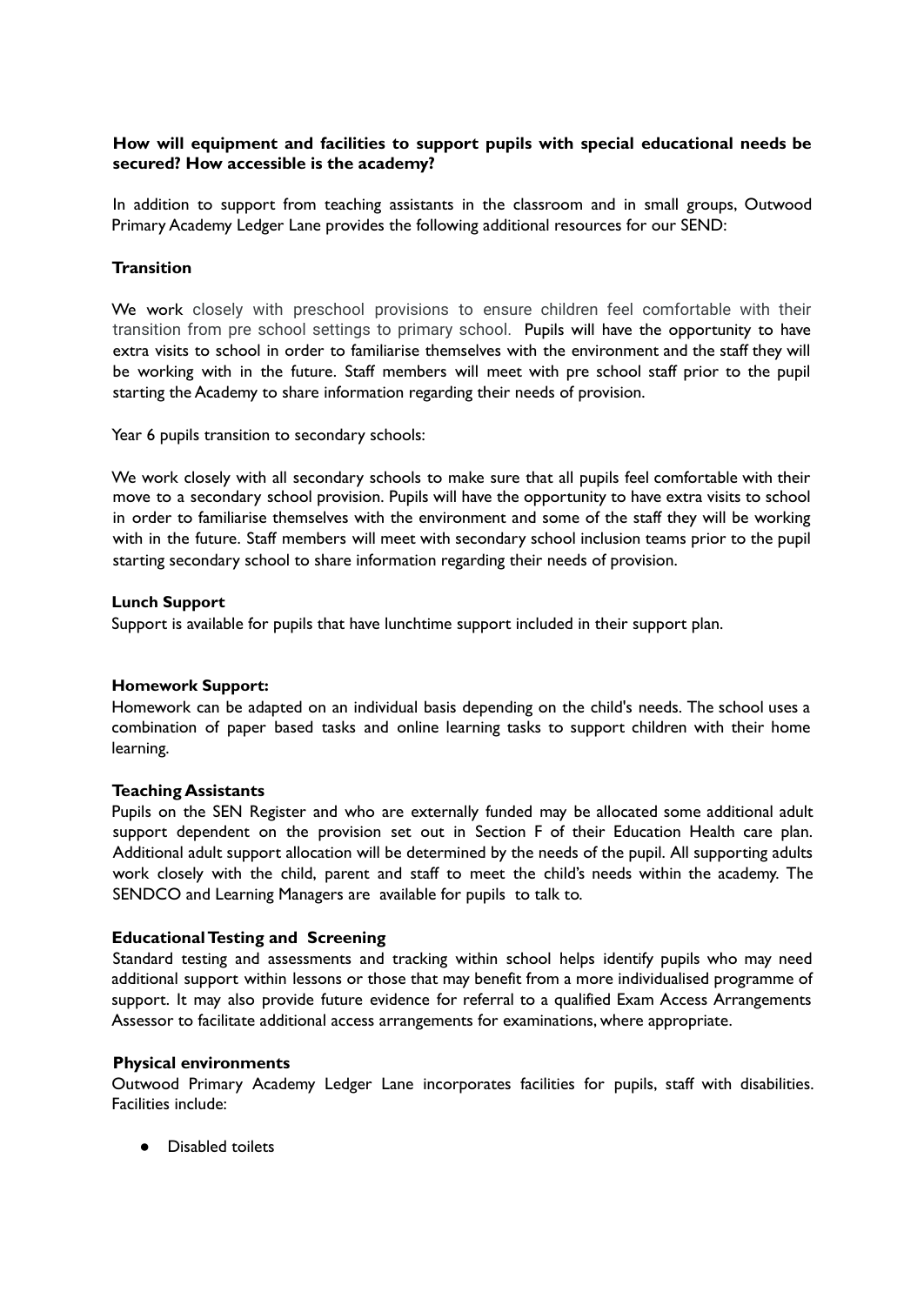**How will equipment and facilities to support pupils with special educational needs be secured? How accessible is the academy?**

In addition to support from teaching assistants in the classroom and in small groups, Outwood Primary Academy Ledger Lane provides the following additional resources for our SEND:

**Transition**

We work closely with preschool provisions to ensure children feel comfortable with their transition from pre school settings to primary school. Pupils will have the opportunity to have extra visits to school in order to familiarise themselves with the environment and the staff they will be working with in the future. Staff members will meet with pre school staff prior to the pupil starting the Academy to share information regarding their needs of provision.

Year 6 pupils transition to secondary schools:

We work closely with all secondary schools to make sure that all pupils feel comfortable with their move to a secondary school provision. Pupils will have the opportunity to have extra visits to school in order to familiarise themselves with the environment and some of the staff they will be working with in the future. Staff members will meet with secondary school inclusion teams prior to the pupil starting secondary school to share information regarding their needs of provision.

**Lunch Support**

Support is available for pupils that have lunchtime support included in their support plan.

**Homework Support:**

Homework can be adapted on an individual basis depending on the child's needs. The school uses a combination of paper based tasks and online learning tasks to support children with their home learning.

**Teaching Assistants**

Pupils on the SEN Register and who are externally funded may be allocated some additional adult support dependent on the provision set out in Section F of their Education Health care plan. Additional adult support allocation will be determined by the needs of the pupil. All supporting adults work closely with the child, parent and staff to meet the child's needs within the academy. The SENDCO and Learning Managers are available for pupils to talk to.

**Educational Testing and Screening**

Standard testing and assessments and tracking within school helps identify pupils who may need additional support within lessons or those that may benefit from a more individualised programme of support. It may also provide future evidence for referral to a qualified Exam Access Arrangements Assessor to facilitate additional access arrangements for examinations, where appropriate.

**Physical environments**

Outwood Primary Academy Ledger Lane incorporates facilities for pupils, staff with disabilities. Facilities include:

- Disabled toilets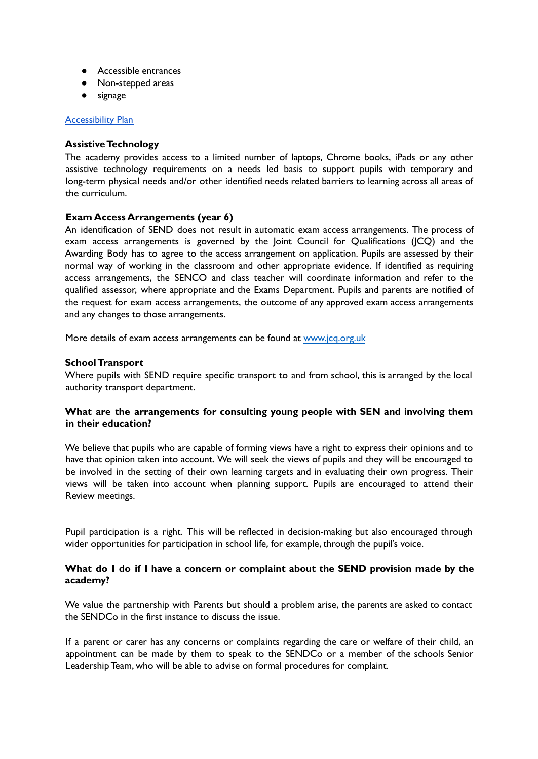- Accessible entrances
- Non-stepped areas
- signage

[Accessibility Plan]

**Assistive Technology**

The academy provides access to a limited number of laptops, Chrome books, iPads or any other assistive technology requirements on a needs led basis to support pupils with temporary and long-term physical needs and/or other identified needs related barriers to learning across all areas of the curriculum.

**Exam Access Arrangements (year 6)**

An identification of SEND does not result in automatic exam access arrangements. The process of exam access arrangements is governed by the Joint Council for Qualifications (JCQ) and the Awarding Body has to agree to the access arrangement on application. Pupils are assessed by their normal way of working in the classroom and other appropriate evidence. If identified as requiring access arrangements, the SENCO and class teacher will coordinate information and refer to the qualified assessor, where appropriate and the Exams Department. Pupils and parents are notified of the request for exam access arrangements, the outcome of any approved exam access arrangements and any changes to those arrangements.

More details of exam access arrangements can be found at www.jcq.org.uk

**School Transport**

Where pupils with SEND require specific transport to and from school, this is arranged by the local authority transport department.

**What are the arrangements for consulting young people with SEN and involving them in their education?**

We believe that pupils who are capable of forming views have a right to express their opinions and to have that opinion taken into account. We will seek the views of pupils and they will be encouraged to be involved in the setting of their own learning targets and in evaluating their own progress. Their views will be taken into account when planning support. Pupils are encouraged to attend their Review meetings.

Pupil participation is a right. This will be reflected in decision-making but also encouraged through wider opportunities for participation in school life, for example, through the pupil's voice.

**What do I do if I have a concern or complaint about the SEND provision made by the academy?**

We value the partnership with Parents but should a problem arise, the parents are asked to contact the SENDCo in the first instance to discuss the issue.

If a parent or carer has any concerns or complaints regarding the care or welfare of their child, an appointment can be made by them to speak to the SENDCo or a member of the schools Senior Leadership Team, who will be able to advise on formal procedures for complaint.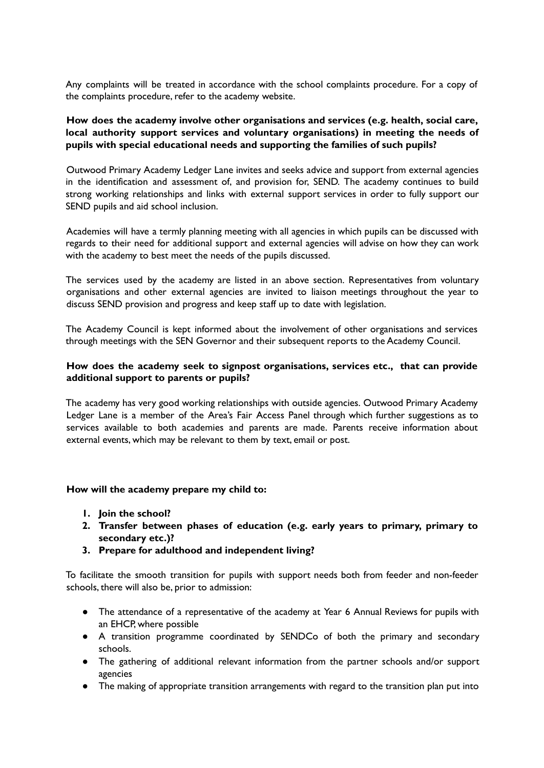Any complaints will be treated in accordance with the school complaints procedure. For a copy of the complaints procedure, refer to the academy website.

**How does the academy involve other organisations and services (e.g. health, social care, local authority support services and voluntary organisations) in meeting the needs of pupils with special educational needs and supporting the families of such pupils?**

Outwood Primary Academy Ledger Lane invites and seeks advice and support from external agencies in the identification and assessment of, and provision for, SEND. The academy continues to build strong working relationships and links with external support services in order to fully support our SEND pupils and aid school inclusion.

Academies will have a termly planning meeting with all agencies in which pupils can be discussed with regards to their need for additional support and external agencies will advise on how they can work with the academy to best meet the needs of the pupils discussed.

The services used by the academy are listed in an above section. Representatives from voluntary organisations and other external agencies are invited to liaison meetings throughout the year to discuss SEND provision and progress and keep staff up to date with legislation.

The Academy Council is kept informed about the involvement of other organisations and services through meetings with the SEN Governor and their subsequent reports to the Academy Council.

**How does the academy seek to signpost organisations, services etc., that can provide additional support to parents or pupils?**

The academy has very good working relationships with outside agencies. Outwood Primary Academy Ledger Lane is a member of the Area's Fair Access Panel through which further suggestions as to services available to both academies and parents are made. Parents receive information about external events, which may be relevant to them by text, email or post.

**How will the academy prepare my child to:**

1. **Join the school?**
2. **Transfer between phases of education (e.g. early years to primary, primary to secondary etc.)?**
3. **Prepare for adulthood and independent living?**

To facilitate the smooth transition for pupils with support needs both from feeder and non-feeder schools, there will also be, prior to admission:

- The attendance of a representative of the academy at Year 6 Annual Reviews for pupils with an EHCP, where possible
- A transition programme coordinated by SENDCo of both the primary and secondary schools.
- The gathering of additional relevant information from the partner schools and/or support agencies
- The making of appropriate transition arrangements with regard to the transition plan put into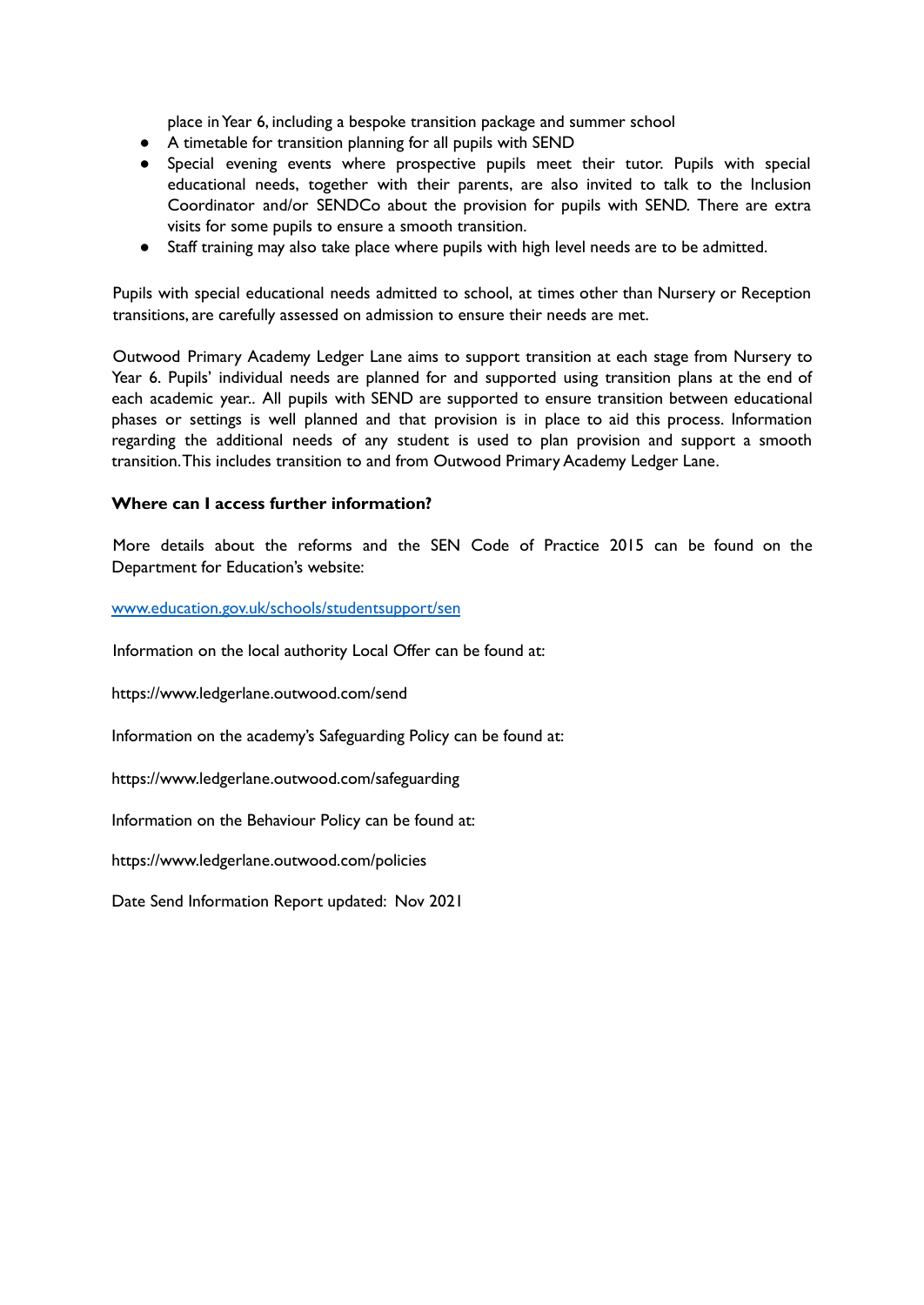place in Year 6, including a bespoke transition package and summer school

- A timetable for transition planning for all pupils with SEND
- Special evening events where prospective pupils meet their tutor. Pupils with special educational needs, together with their parents, are also invited to talk to the Inclusion Coordinator and/or SENDCo about the provision for pupils with SEND. There are extra visits for some pupils to ensure a smooth transition.
- Staff training may also take place where pupils with high level needs are to be admitted.

Pupils with special educational needs admitted to school, at times other than Nursery or Reception transitions, are carefully assessed on admission to ensure their needs are met.

Outwood Primary Academy Ledger Lane aims to support transition at each stage from Nursery to Year 6. Pupils' individual needs are planned for and supported using transition plans at the end of each academic year.. All pupils with SEND are supported to ensure transition between educational phases or settings is well planned and that provision is in place to aid this process. Information regarding the additional needs of any student is used to plan provision and support a smooth transition.This includes transition to and from Outwood Primary Academy Ledger Lane.

**Where can I access further information?**

More details about the reforms and the SEN Code of Practice 2015 can be found on the Department for Education's website:

[www.education.gov.uk/schools/studentsupport/sen](www.education.gov.uk/schools/studentsupport/sen)

Information on the local authority Local Offer can be found at:

https://www.ledgerlane.outwood.com/send

Information on the academy's Safeguarding Policy can be found at:

https://www.ledgerlane.outwood.com/safeguarding

Information on the Behaviour Policy can be found at:

https://www.ledgerlane.outwood.com/policies

Date Send Information Report updated: Nov 2021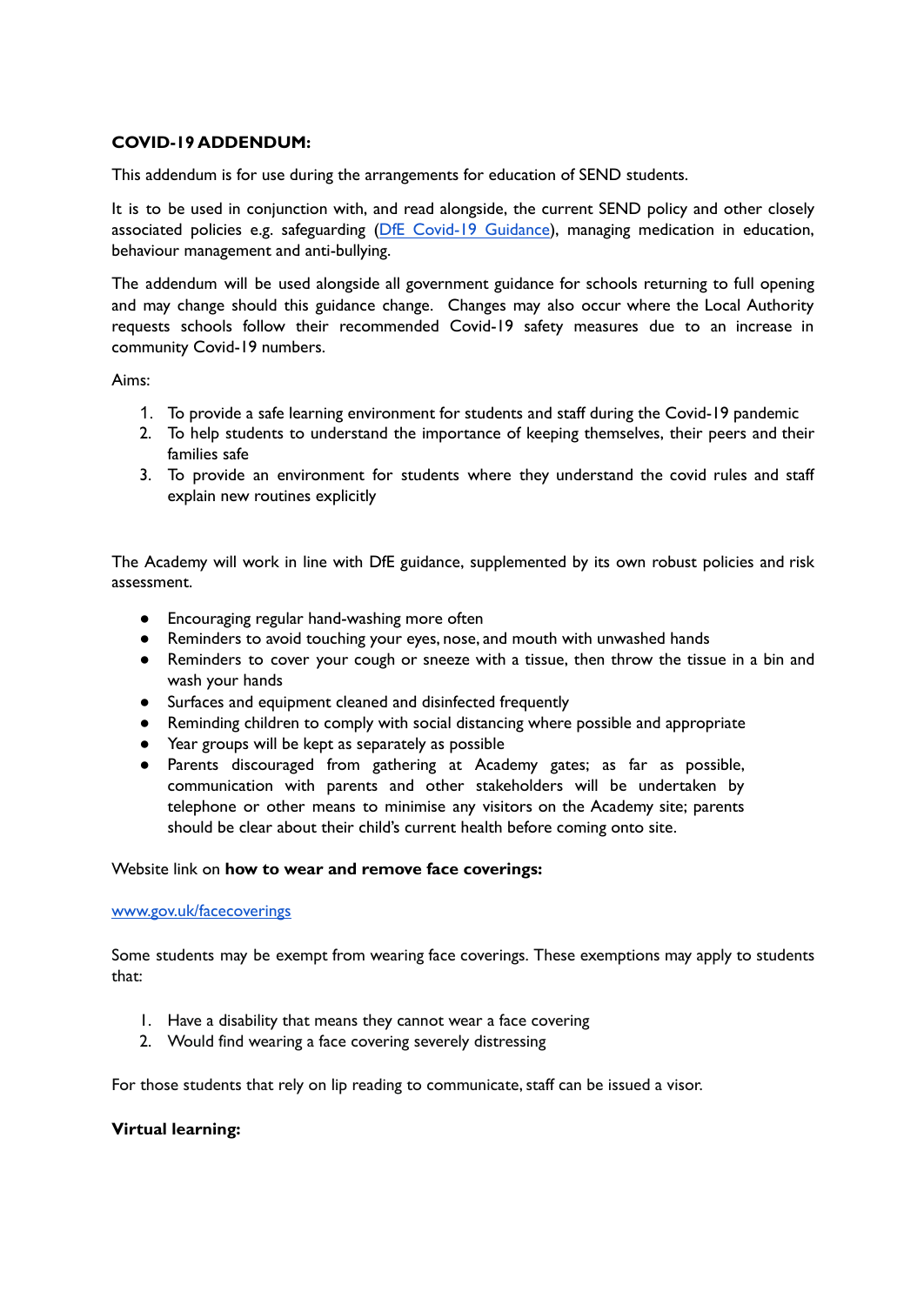**COVID-19 ADDENDUM:**

This addendum is for use during the arrangements for education of SEND students.

It is to be used in conjunction with, and read alongside, the current SEND policy and other closely associated policies e.g. safeguarding ([DfE Covid-19 Guidance]), managing medication in education, behaviour management and anti-bullying.

The addendum will be used alongside all government guidance for schools returning to full opening and may change should this guidance change. Changes may also occur where the Local Authority requests schools follow their recommended Covid-19 safety measures due to an increase in community Covid-19 numbers.

Aims:

1. To provide a safe learning environment for students and staff during the Covid-19 pandemic
2. To help students to understand the importance of keeping themselves, their peers and their families safe
3. To provide an environment for students where they understand the covid rules and staff explain new routines explicitly

The Academy will work in line with DfE guidance, supplemented by its own robust policies and risk assessment.

- Encouraging regular hand-washing more often
- Reminders to avoid touching your eyes, nose, and mouth with unwashed hands
- Reminders to cover your cough or sneeze with a tissue, then throw the tissue in a bin and wash your hands
- Surfaces and equipment cleaned and disinfected frequently
- Reminding children to comply with social distancing where possible and appropriate
- Year groups will be kept as separately as possible
- Parents discouraged from gathering at Academy gates; as far as possible, communication with parents and other stakeholders will be undertaken by telephone or other means to minimise any visitors on the Academy site; parents should be clear about their child's current health before coming onto site.

Website link on **how to wear and remove face coverings:**

www.gov.uk/facecoverings

Some students may be exempt from wearing face coverings. These exemptions may apply to students that:

1. Have a disability that means they cannot wear a face covering
2. Would find wearing a face covering severely distressing

For those students that rely on lip reading to communicate, staff can be issued a visor.

**Virtual learning:**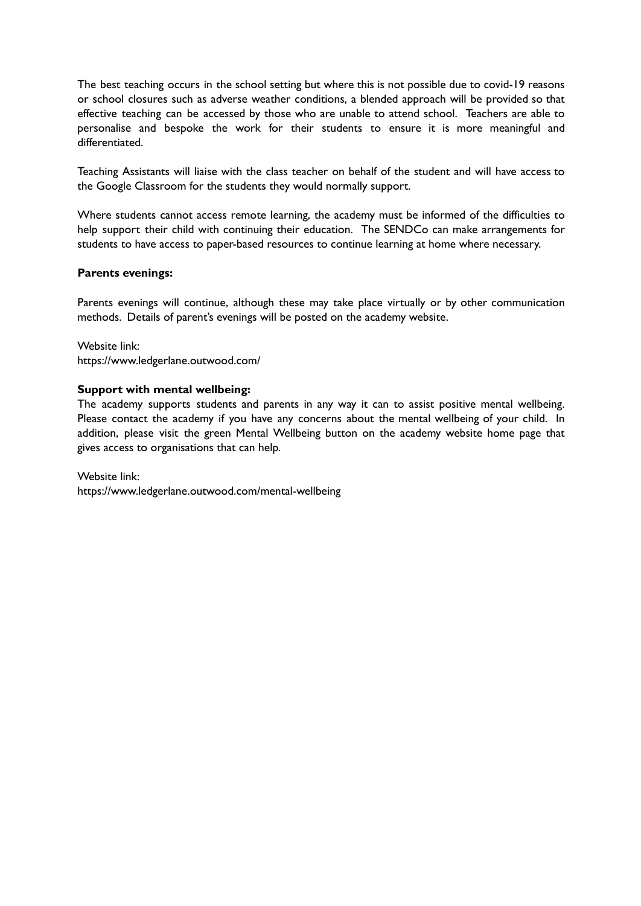The best teaching occurs in the school setting but where this is not possible due to covid-19 reasons or school closures such as adverse weather conditions, a blended approach will be provided so that effective teaching can be accessed by those who are unable to attend school. Teachers are able to personalise and bespoke the work for their students to ensure it is more meaningful and differentiated.

Teaching Assistants will liaise with the class teacher on behalf of the student and will have access to the Google Classroom for the students they would normally support.

Where students cannot access remote learning, the academy must be informed of the difficulties to help support their child with continuing their education. The SENDCo can make arrangements for students to have access to paper-based resources to continue learning at home where necessary.

**Parents evenings:**

Parents evenings will continue, although these may take place virtually or by other communication methods. Details of parent's evenings will be posted on the academy website.

Website link:
https://www.ledgerlane.outwood.com/

**Support with mental wellbeing:**

The academy supports students and parents in any way it can to assist positive mental wellbeing. Please contact the academy if you have any concerns about the mental wellbeing of your child. In addition, please visit the green Mental Wellbeing button on the academy website home page that gives access to organisations that can help.

Website link:
https://www.ledgerlane.outwood.com/mental-wellbeing